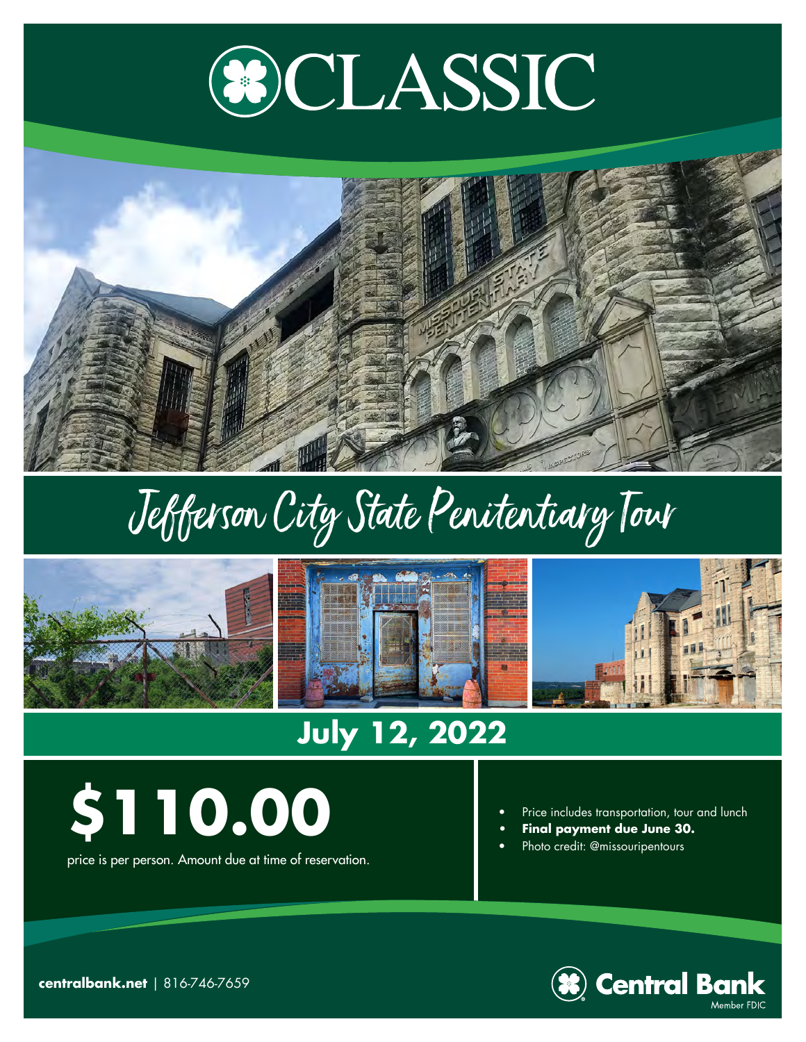# CLASSIC

## Jefferson City State Penitentiary Tour

### July 12, 2022

**$110.00**

price is per person. Amount due at time of reservation.

- Price includes transportation, tour and lunch
- **Final payment due June 30.**
- Photo credit: @missouripentours

**centralbank.net** | 816-746-7659

Central Bank
Member FDIC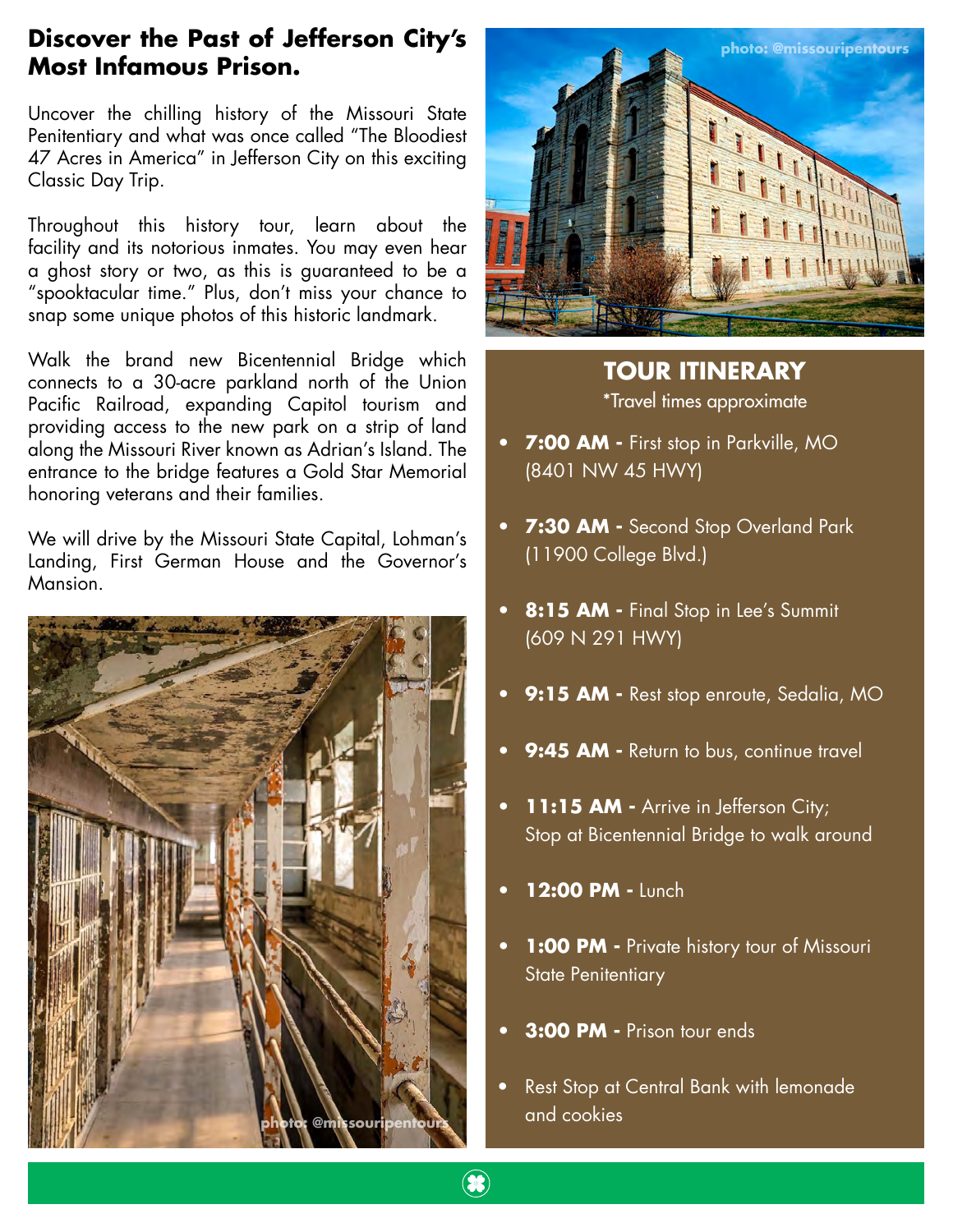## Discover the Past of Jefferson City's Most Infamous Prison.

Uncover the chilling history of the Missouri State Penitentiary and what was once called "The Bloodiest 47 Acres in America" in Jefferson City on this exciting Classic Day Trip.

Throughout this history tour, learn about the facility and its notorious inmates. You may even hear a ghost story or two, as this is guaranteed to be a "spooktacular time." Plus, don't miss your chance to snap some unique photos of this historic landmark.

Walk the brand new Bicentennial Bridge which connects to a 30-acre parkland north of the Union Pacific Railroad, expanding Capitol tourism and providing access to the new park on a strip of land along the Missouri River known as Adrian's Island. The entrance to the bridge features a Gold Star Memorial honoring veterans and their families.

We will drive by the Missouri State Capital, Lohman's Landing, First German House and the Governor's Mansion.

photo: @missouripentours

photo: @missouripentours

## TOUR ITINERARY

*Travel times approximate

- **7:00 AM -** First stop in Parkville, MO (8401 NW 45 HWY)
- **7:30 AM -** Second Stop Overland Park (11900 College Blvd.)
- **8:15 AM -** Final Stop in Lee's Summit (609 N 291 HWY)
- **9:15 AM -** Rest stop enroute, Sedalia, MO
- **9:45 AM -** Return to bus, continue travel
- **11:15 AM -** Arrive in Jefferson City; Stop at Bicentennial Bridge to walk around
- **12:00 PM -** Lunch
- **1:00 PM -** Private history tour of Missouri State Penitentiary
- **3:00 PM -** Prison tour ends
- Rest Stop at Central Bank with lemonade and cookies